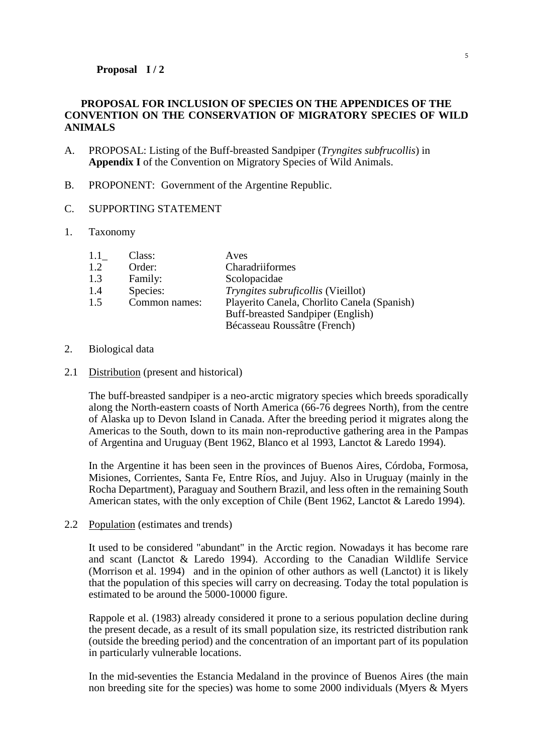**Proposal I / 2**

**PROPOSAL FOR INCLUSION OF SPECIES ON THE APPENDICES OF THE CONVENTION ON THE CONSERVATION OF MIGRATORY SPECIES OF WILD ANIMALS**

A. PROPOSAL: Listing of the Buff-breasted Sandpiper (*Tryngites subfrucollis*) in **Appendix I** of the Convention on Migratory Species of Wild Animals.

B. PROPONENT: Government of the Argentine Republic.

C. SUPPORTING STATEMENT

1. Taxonomy

| | | |
|---|---|---|
| 1.1_ | Class: | Aves |
| 1.2 | Order: | Charadriiformes |
| 1.3 | Family: | Scolopacidae |
| 1.4 | Species: | *Tryngites subruficollis* (Vieillot) |
| 1.5 | Common names: | Playerito Canela, Chorlito Canela (Spanish)<br>Buff-breasted Sandpiper (English)<br>Bécasseau Roussâtre (French) |

2. Biological data

2.1 Distribution (present and historical)

The buff-breasted sandpiper is a neo-arctic migratory species which breeds sporadically along the North-eastern coasts of North America (66-76 degrees North), from the centre of Alaska up to Devon Island in Canada. After the breeding period it migrates along the Americas to the South, down to its main non-reproductive gathering area in the Pampas of Argentina and Uruguay (Bent 1962, Blanco et al 1993, Lanctot & Laredo 1994).

In the Argentine it has been seen in the provinces of Buenos Aires, Córdoba, Formosa, Misiones, Corrientes, Santa Fe, Entre Ríos, and Jujuy. Also in Uruguay (mainly in the Rocha Department), Paraguay and Southern Brazil, and less often in the remaining South American states, with the only exception of Chile (Bent 1962, Lanctot & Laredo 1994).

2.2 Population (estimates and trends)

It used to be considered "abundant" in the Arctic region. Nowadays it has become rare and scant (Lanctot & Laredo 1994). According to the Canadian Wildlife Service (Morrison et al. 1994) and in the opinion of other authors as well (Lanctot) it is likely that the population of this species will carry on decreasing. Today the total population is estimated to be around the 5000-10000 figure.

Rappole et al. (1983) already considered it prone to a serious population decline during the present decade, as a result of its small population size, its restricted distribution rank (outside the breeding period) and the concentration of an important part of its population in particularly vulnerable locations.

In the mid-seventies the Estancia Medaland in the province of Buenos Aires (the main non breeding site for the species) was home to some 2000 individuals (Myers & Myers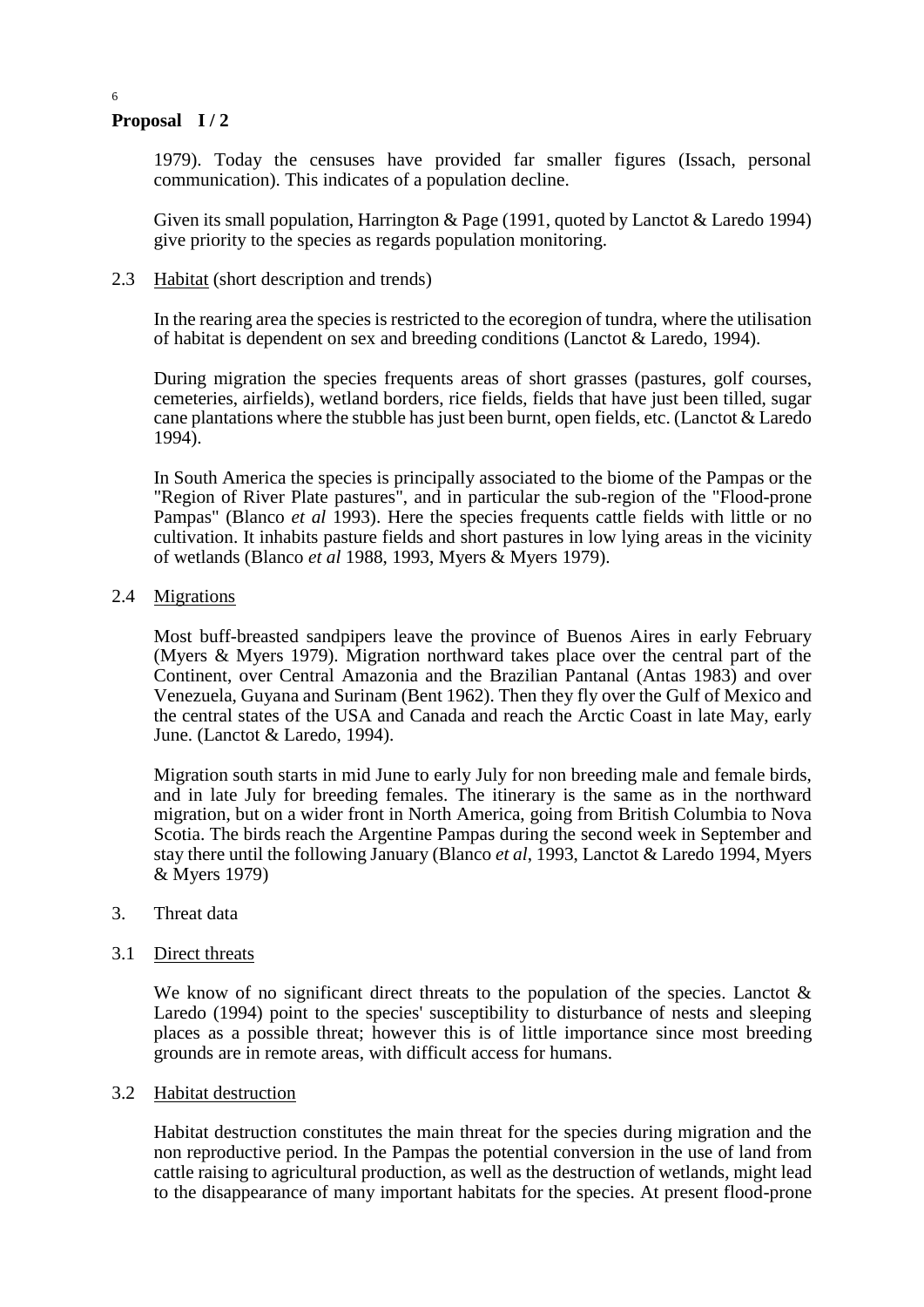1979). Today the censuses have provided far smaller figures (Issach, personal communication). This indicates of a population decline.

Given its small population, Harrington & Page (1991, quoted by Lanctot & Laredo 1994) give priority to the species as regards population monitoring.

2.3 Habitat (short description and trends)

In the rearing area the species is restricted to the ecoregion of tundra, where the utilisation of habitat is dependent on sex and breeding conditions (Lanctot & Laredo, 1994).

During migration the species frequents areas of short grasses (pastures, golf courses, cemeteries, airfields), wetland borders, rice fields, fields that have just been tilled, sugar cane plantations where the stubble has just been burnt, open fields, etc. (Lanctot & Laredo 1994).

In South America the species is principally associated to the biome of the Pampas or the "Region of River Plate pastures", and in particular the sub-region of the "Flood-prone Pampas" (Blanco *et al* 1993). Here the species frequents cattle fields with little or no cultivation. It inhabits pasture fields and short pastures in low lying areas in the vicinity of wetlands (Blanco *et al* 1988, 1993, Myers & Myers 1979).

2.4 Migrations

Most buff-breasted sandpipers leave the province of Buenos Aires in early February (Myers & Myers 1979). Migration northward takes place over the central part of the Continent, over Central Amazonia and the Brazilian Pantanal (Antas 1983) and over Venezuela, Guyana and Surinam (Bent 1962). Then they fly over the Gulf of Mexico and the central states of the USA and Canada and reach the Arctic Coast in late May, early June. (Lanctot & Laredo, 1994).

Migration south starts in mid June to early July for non breeding male and female birds, and in late July for breeding females. The itinerary is the same as in the northward migration, but on a wider front in North America, going from British Columbia to Nova Scotia. The birds reach the Argentine Pampas during the second week in September and stay there until the following January (Blanco *et al*, 1993, Lanctot & Laredo 1994, Myers & Myers 1979)

3. Threat data

3.1 Direct threats

We know of no significant direct threats to the population of the species. Lanctot & Laredo (1994) point to the species' susceptibility to disturbance of nests and sleeping places as a possible threat; however this is of little importance since most breeding grounds are in remote areas, with difficult access for humans.

3.2 Habitat destruction

Habitat destruction constitutes the main threat for the species during migration and the non reproductive period. In the Pampas the potential conversion in the use of land from cattle raising to agricultural production, as well as the destruction of wetlands, might lead to the disappearance of many important habitats for the species. At present flood-prone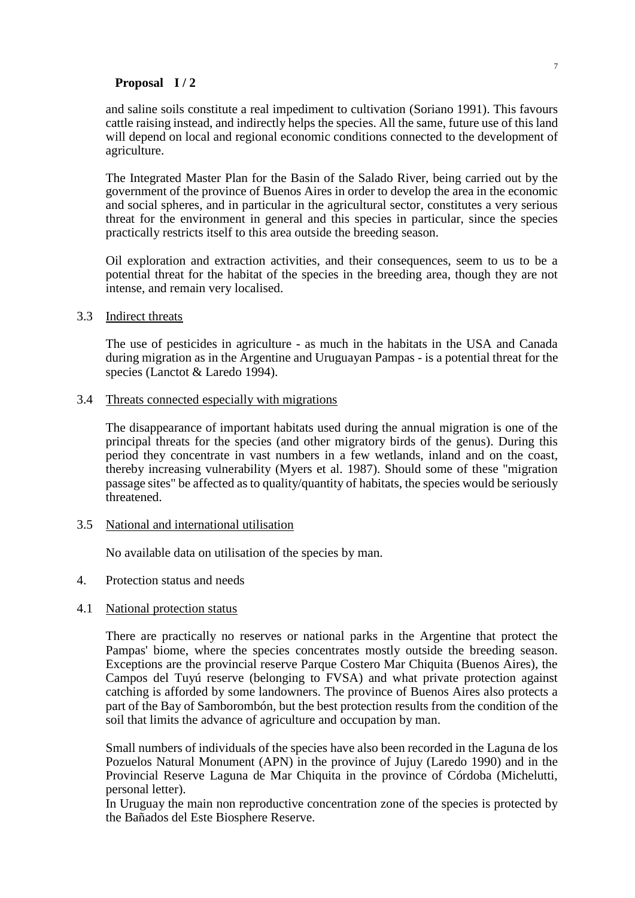**Proposal I / 2**

and saline soils constitute a real impediment to cultivation (Soriano 1991). This favours cattle raising instead, and indirectly helps the species. All the same, future use of this land will depend on local and regional economic conditions connected to the development of agriculture.

The Integrated Master Plan for the Basin of the Salado River, being carried out by the government of the province of Buenos Aires in order to develop the area in the economic and social spheres, and in particular in the agricultural sector, constitutes a very serious threat for the environment in general and this species in particular, since the species practically restricts itself to this area outside the breeding season.

Oil exploration and extraction activities, and their consequences, seem to us to be a potential threat for the habitat of the species in the breeding area, though they are not intense, and remain very localised.

3.3 Indirect threats

The use of pesticides in agriculture - as much in the habitats in the USA and Canada during migration as in the Argentine and Uruguayan Pampas - is a potential threat for the species (Lanctot & Laredo 1994).

3.4 Threats connected especially with migrations

The disappearance of important habitats used during the annual migration is one of the principal threats for the species (and other migratory birds of the genus). During this period they concentrate in vast numbers in a few wetlands, inland and on the coast, thereby increasing vulnerability (Myers et al. 1987). Should some of these "migration passage sites" be affected as to quality/quantity of habitats, the species would be seriously threatened.

3.5 National and international utilisation

No available data on utilisation of the species by man.

4. Protection status and needs

4.1 National protection status

There are practically no reserves or national parks in the Argentine that protect the Pampas' biome, where the species concentrates mostly outside the breeding season. Exceptions are the provincial reserve Parque Costero Mar Chiquita (Buenos Aires), the Campos del Tuyú reserve (belonging to FVSA) and what private protection against catching is afforded by some landowners. The province of Buenos Aires also protects a part of the Bay of Samborombón, but the best protection results from the condition of the soil that limits the advance of agriculture and occupation by man.

Small numbers of individuals of the species have also been recorded in the Laguna de los Pozuelos Natural Monument (APN) in the province of Jujuy (Laredo 1990) and in the Provincial Reserve Laguna de Mar Chiquita in the province of Córdoba (Michelutti, personal letter).
In Uruguay the main non reproductive concentration zone of the species is protected by the Bañados del Este Biosphere Reserve.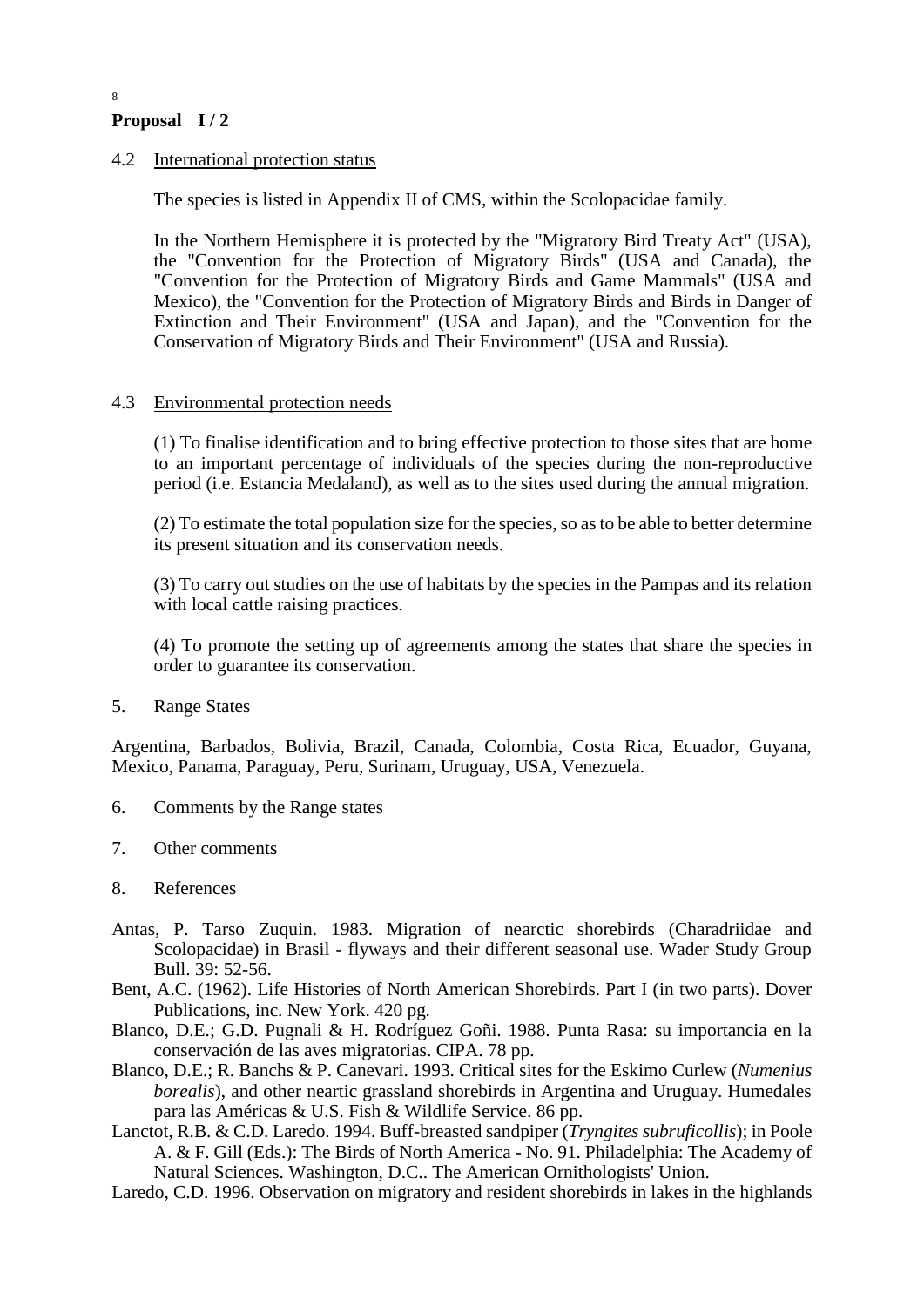**Proposal I / 2**

4.2 International protection status

The species is listed in Appendix II of CMS, within the Scolopacidae family.

In the Northern Hemisphere it is protected by the "Migratory Bird Treaty Act" (USA), the "Convention for the Protection of Migratory Birds" (USA and Canada), the "Convention for the Protection of Migratory Birds and Game Mammals" (USA and Mexico), the "Convention for the Protection of Migratory Birds and Birds in Danger of Extinction and Their Environment" (USA and Japan), and the "Convention for the Conservation of Migratory Birds and Their Environment" (USA and Russia).

4.3 Environmental protection needs

(1) To finalise identification and to bring effective protection to those sites that are home to an important percentage of individuals of the species during the non-reproductive period (i.e. Estancia Medaland), as well as to the sites used during the annual migration.

(2) To estimate the total population size for the species, so as to be able to better determine its present situation and its conservation needs.

(3) To carry out studies on the use of habitats by the species in the Pampas and its relation with local cattle raising practices.

(4) To promote the setting up of agreements among the states that share the species in order to guarantee its conservation.

5. Range States

Argentina, Barbados, Bolivia, Brazil, Canada, Colombia, Costa Rica, Ecuador, Guyana, Mexico, Panama, Paraguay, Peru, Surinam, Uruguay, USA, Venezuela.

6. Comments by the Range states

7. Other comments

8. References

Antas, P. Tarso Zuquin. 1983. Migration of nearctic shorebirds (Charadriidae and Scolopacidae) in Brasil - flyways and their different seasonal use. Wader Study Group Bull. 39: 52-56.

Bent, A.C. (1962). Life Histories of North American Shorebirds. Part I (in two parts). Dover Publications, inc. New York. 420 pg.

Blanco, D.E.; G.D. Pugnali & H. Rodríguez Goñi. 1988. Punta Rasa: su importancia en la conservación de las aves migratorias. CIPA. 78 pp.

Blanco, D.E.; R. Banchs & P. Canevari. 1993. Critical sites for the Eskimo Curlew (*Numenius borealis*), and other neartic grassland shorebirds in Argentina and Uruguay. Humedales para las Américas & U.S. Fish & Wildlife Service. 86 pp.

Lanctot, R.B. & C.D. Laredo. 1994. Buff-breasted sandpiper (*Tryngites subruficollis*); in Poole A. & F. Gill (Eds.): The Birds of North America - No. 91. Philadelphia: The Academy of Natural Sciences. Washington, D.C.. The American Ornithologists' Union.

Laredo, C.D. 1996. Observation on migratory and resident shorebirds in lakes in the highlands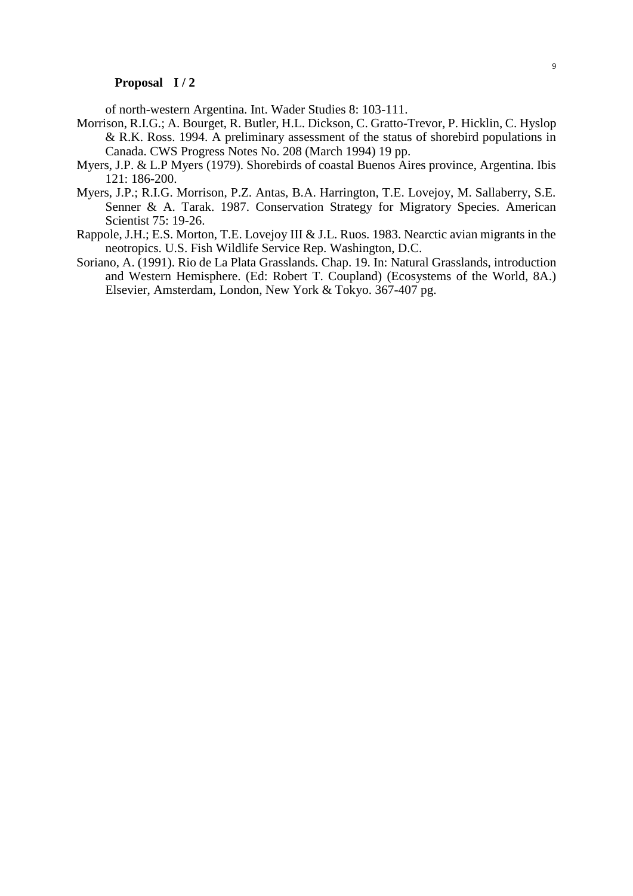of north-western Argentina. Int. Wader Studies 8: 103-111.

Morrison, R.I.G.; A. Bourget, R. Butler, H.L. Dickson, C. Gratto-Trevor, P. Hicklin, C. Hyslop & R.K. Ross. 1994. A preliminary assessment of the status of shorebird populations in Canada. CWS Progress Notes No. 208 (March 1994) 19 pp.

Myers, J.P. & L.P Myers (1979). Shorebirds of coastal Buenos Aires province, Argentina. Ibis 121: 186-200.

Myers, J.P.; R.I.G. Morrison, P.Z. Antas, B.A. Harrington, T.E. Lovejoy, M. Sallaberry, S.E. Senner & A. Tarak. 1987. Conservation Strategy for Migratory Species. American Scientist 75: 19-26.

Rappole, J.H.; E.S. Morton, T.E. Lovejoy III & J.L. Ruos. 1983. Nearctic avian migrants in the neotropics. U.S. Fish Wildlife Service Rep. Washington, D.C.

Soriano, A. (1991). Rio de La Plata Grasslands. Chap. 19. In: Natural Grasslands, introduction and Western Hemisphere. (Ed: Robert T. Coupland) (Ecosystems of the World, 8A.) Elsevier, Amsterdam, London, New York & Tokyo. 367-407 pg.